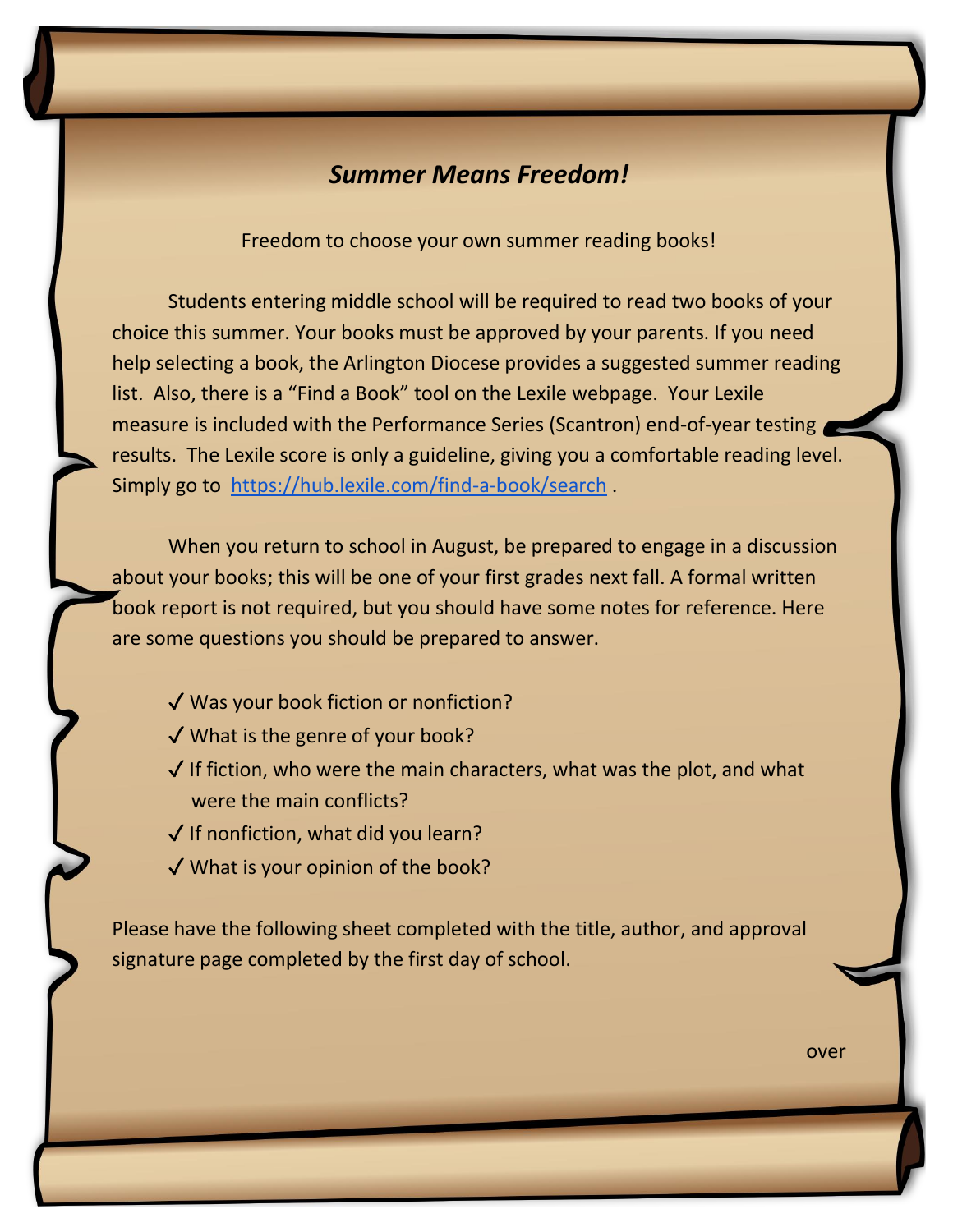## *Summer Means Freedom!*

Freedom to choose your own summer reading books!

Students entering middle school will be required to read two books of your choice this summer. Your books must be approved by your parents. If you need help selecting a book, the Arlington Diocese provides a suggested summer reading list. Also, there is a "Find a Book" tool on the Lexile webpage. Your Lexile measure is included with the Performance Series (Scantron) end-of-year testing results. The Lexile score is only a guideline, giving you a comfortable reading level. Simply go to https://hub.lexile.com/find-a-book/search .

When you return to school in August, be prepared to engage in a discussion about your books; this will be one of your first grades next fall. A formal written book report is not required, but you should have some notes for reference. Here are some questions you should be prepared to answer.

- ✓ Was your book fiction or nonfiction?
- ✓ What is the genre of your book?
- ✓ If fiction, who were the main characters, what was the plot, and what were the main conflicts?
- ✓ If nonfiction, what did you learn?
- ✓ What is your opinion of the book?

Please have the following sheet completed with the title, author, and approval signature page completed by the first day of school.

over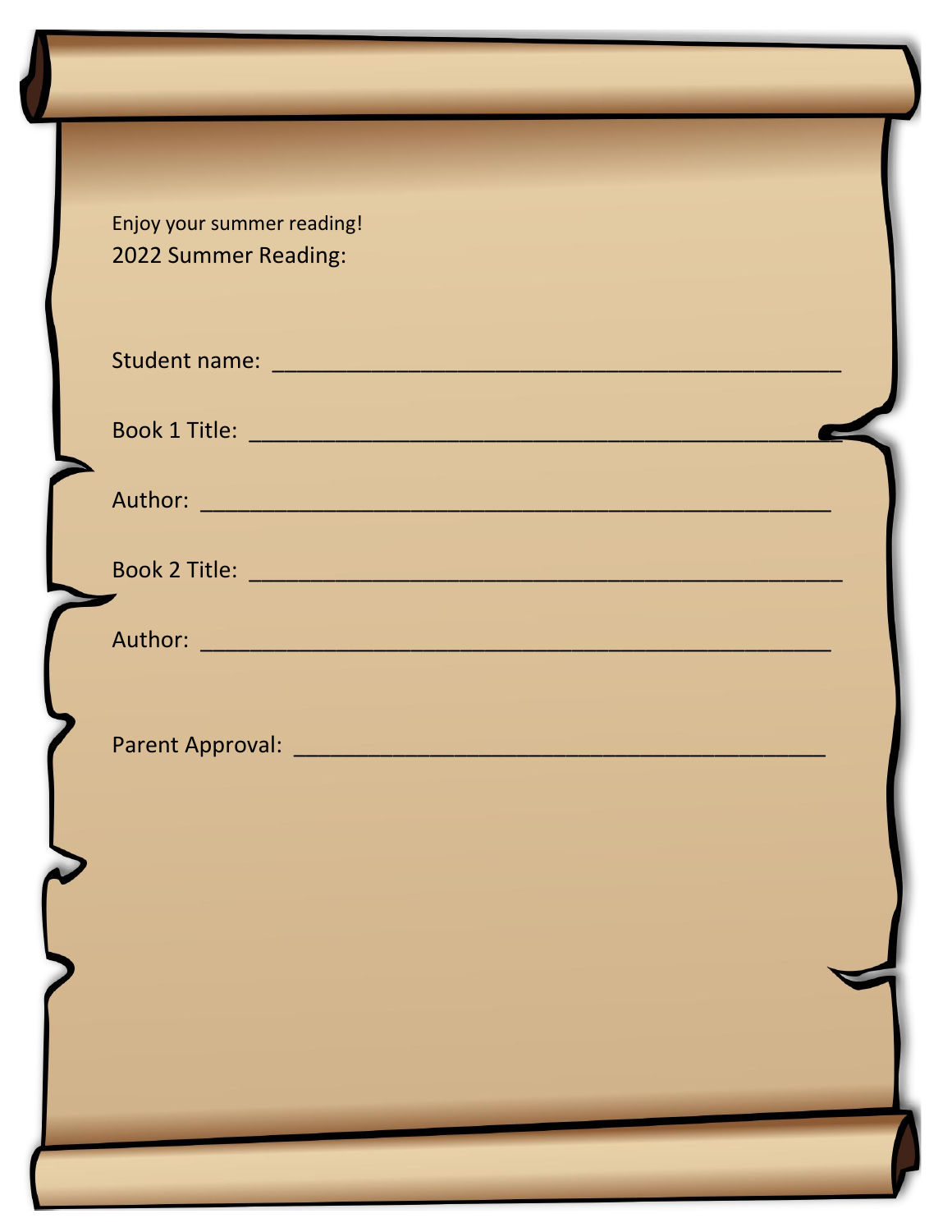Enjoy your summer reading!

2022 Summer Reading:

Student name: ____________________________________________

Book 1 Title: ______________________________________________

Author: ________________________________________________

Book 2 Title: ______________________________________________

Author: ________________________________________________

Parent Approval: __________________________________________